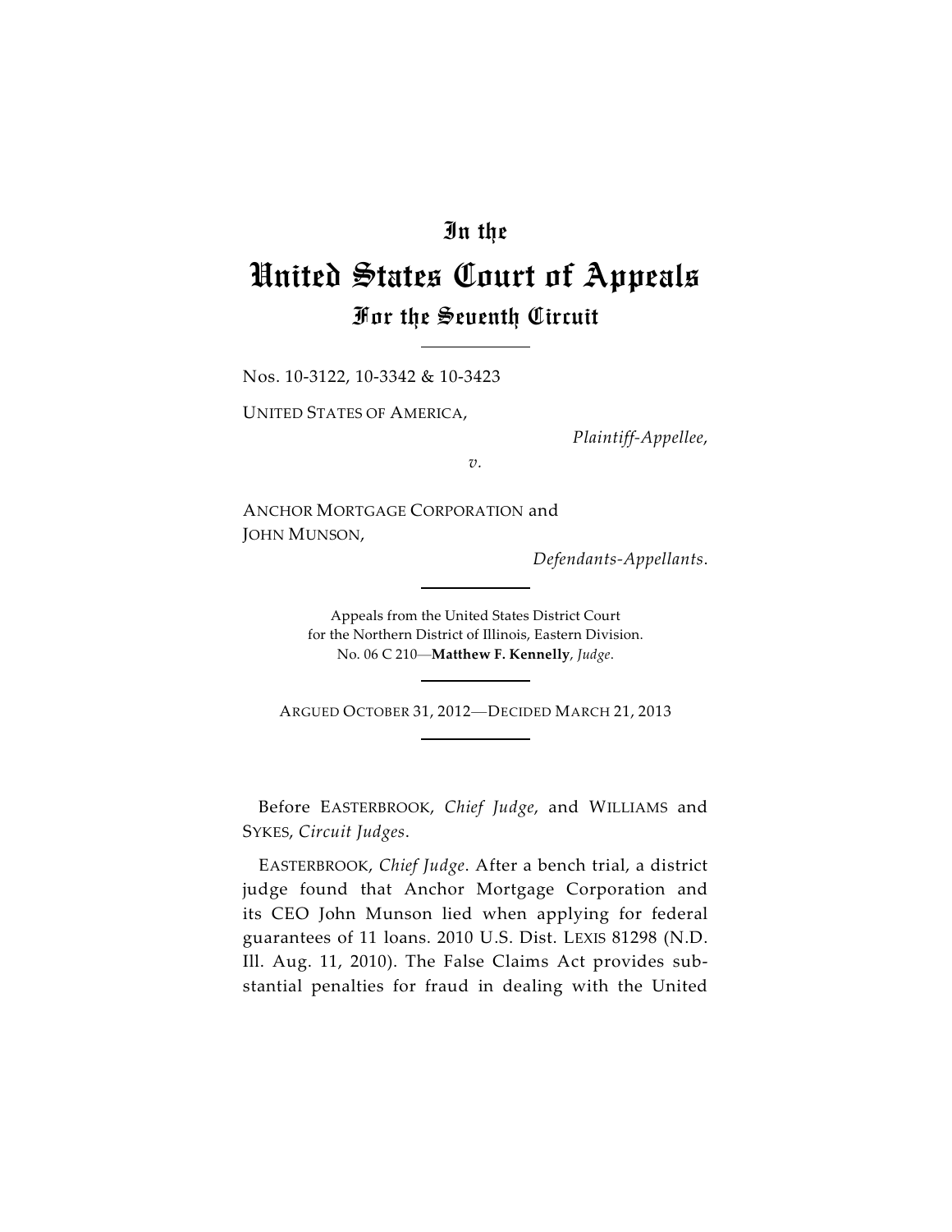# In the

# United States Court of Appeals

## For the Seventh Circuit

Nos. 10-3122, 10-3342 & 10-3423

UNITED STATES OF AMERICA,

*Plaintiff-Appellee,*

*v.*

ANCHOR MORTGAGE CORPORATION and JOHN MUNSON,

*Defendants-Appellants.*

Appeals from the United States District Court for the Northern District of Illinois, Eastern Division. No. 06 C 210—**Matthew F. Kennelly**, *Judge*.

ARGUED OCTOBER 31, 2012—DECIDED MARCH 21, 2013

Before EASTERBROOK, *Chief Judge*, and WILLIAMS and SYKES, *Circuit Judges*.

EASTERBROOK, *Chief Judge*. After a bench trial, a district judge found that Anchor Mortgage Corporation and its CEO John Munson lied when applying for federal guarantees of 11 loans. 2010 U.S. Dist. LEXIS 81298 (N.D. Ill. Aug. 11, 2010). The False Claims Act provides substantial penalties for fraud in dealing with the United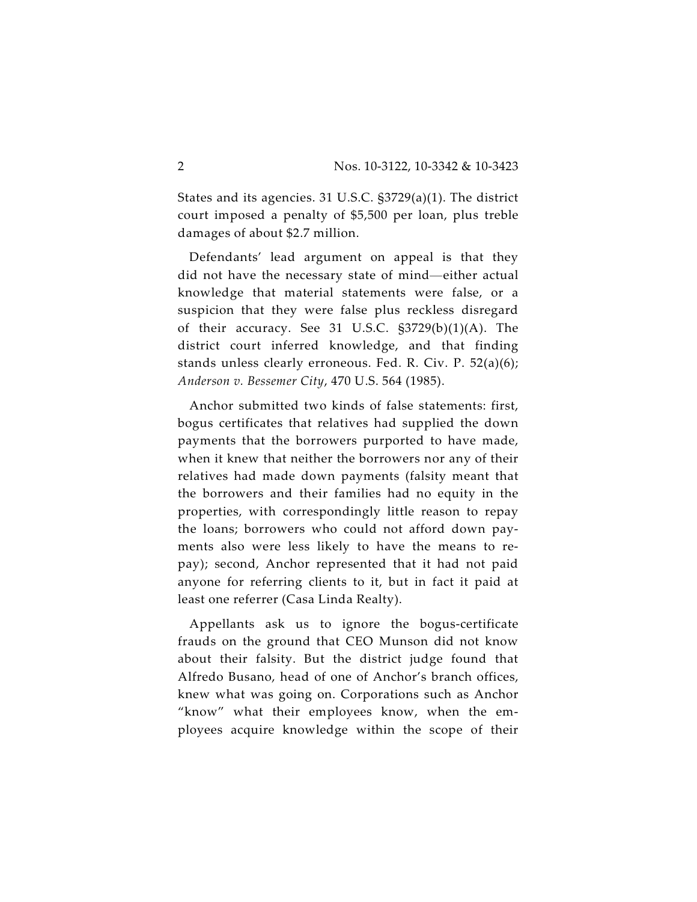States and its agencies. 31 U.S.C. §3729(a)(1). The district court imposed a penalty of $5,500 per loan, plus treble damages of about $2.7 million.

Defendants' lead argument on appeal is that they did not have the necessary state of mind—either actual knowledge that material statements were false, or a suspicion that they were false plus reckless disregard of their accuracy. See 31 U.S.C. §3729(b)(1)(A). The district court inferred knowledge, and that finding stands unless clearly erroneous. Fed. R. Civ. P. 52(a)(6); *Anderson v. Bessemer City*, 470 U.S. 564 (1985).

Anchor submitted two kinds of false statements: first, bogus certificates that relatives had supplied the down payments that the borrowers purported to have made, when it knew that neither the borrowers nor any of their relatives had made down payments (falsity meant that the borrowers and their families had no equity in the properties, with correspondingly little reason to repay the loans; borrowers who could not afford down payments also were less likely to have the means to repay); second, Anchor represented that it had not paid anyone for referring clients to it, but in fact it paid at least one referrer (Casa Linda Realty).

Appellants ask us to ignore the bogus-certificate frauds on the ground that CEO Munson did not know about their falsity. But the district judge found that Alfredo Busano, head of one of Anchor's branch offices, knew what was going on. Corporations such as Anchor "know" what their employees know, when the employees acquire knowledge within the scope of their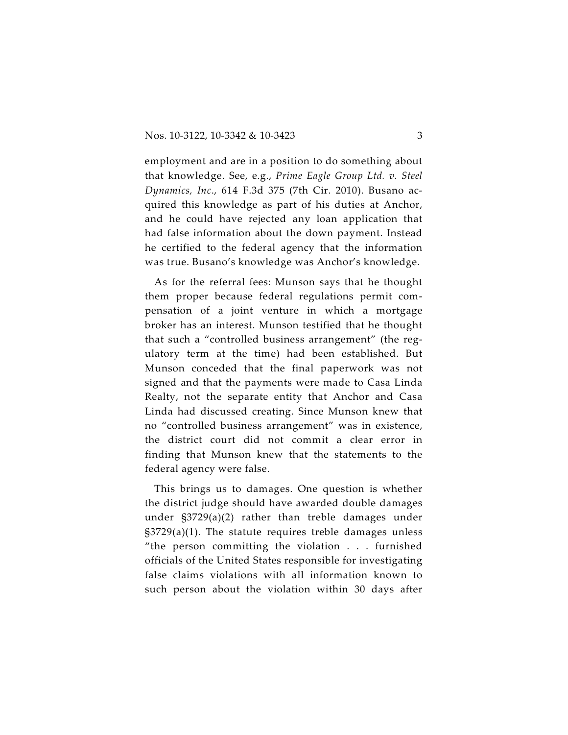employment and are in a position to do something about that knowledge. See, e.g., *Prime Eagle Group Ltd. v. Steel Dynamics, Inc*., 614 F.3d 375 (7th Cir. 2010). Busano acquired this knowledge as part of his duties at Anchor, and he could have rejected any loan application that had false information about the down payment. Instead he certified to the federal agency that the information was true. Busano's knowledge was Anchor's knowledge.

As for the referral fees: Munson says that he thought them proper because federal regulations permit compensation of a joint venture in which a mortgage broker has an interest. Munson testified that he thought that such a "controlled business arrangement" (the regulatory term at the time) had been established. But Munson conceded that the final paperwork was not signed and that the payments were made to Casa Linda Realty, not the separate entity that Anchor and Casa Linda had discussed creating. Since Munson knew that no "controlled business arrangement" was in existence, the district court did not commit a clear error in finding that Munson knew that the statements to the federal agency were false.

This brings us to damages. One question is whether the district judge should have awarded double damages under §3729(a)(2) rather than treble damages under §3729(a)(1). The statute requires treble damages unless "the person committing the violation . . . furnished officials of the United States responsible for investigating false claims violations with all information known to such person about the violation within 30 days after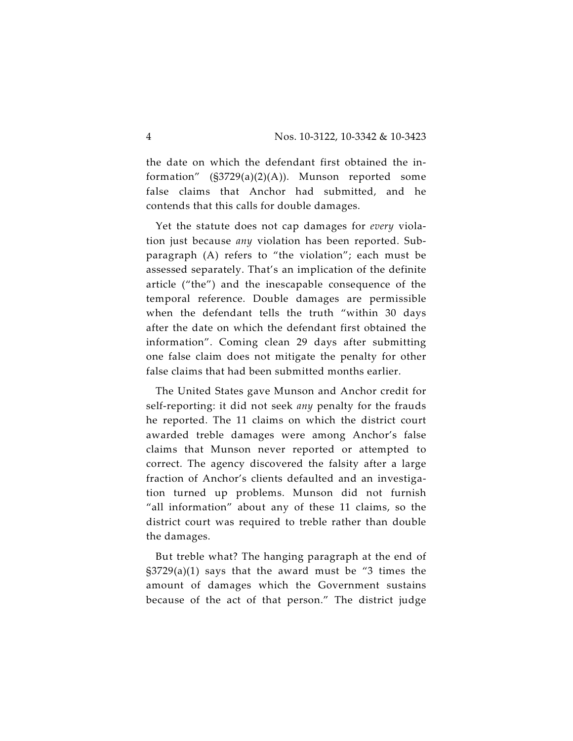the date on which the defendant first obtained the information" (§3729(a)(2)(A)). Munson reported some false claims that Anchor had submitted, and he contends that this calls for double damages.

Yet the statute does not cap damages for *every* violation just because *any* violation has been reported. Subparagraph (A) refers to "the violation"; each must be assessed separately. That's an implication of the definite article ("the") and the inescapable consequence of the temporal reference. Double damages are permissible when the defendant tells the truth "within 30 days after the date on which the defendant first obtained the information". Coming clean 29 days after submitting one false claim does not mitigate the penalty for other false claims that had been submitted months earlier.

The United States gave Munson and Anchor credit for self-reporting: it did not seek *any* penalty for the frauds he reported. The 11 claims on which the district court awarded treble damages were among Anchor's false claims that Munson never reported or attempted to correct. The agency discovered the falsity after a large fraction of Anchor's clients defaulted and an investigation turned up problems. Munson did not furnish "all information" about any of these 11 claims, so the district court was required to treble rather than double the damages.

But treble what? The hanging paragraph at the end of §3729(a)(1) says that the award must be "3 times the amount of damages which the Government sustains because of the act of that person." The district judge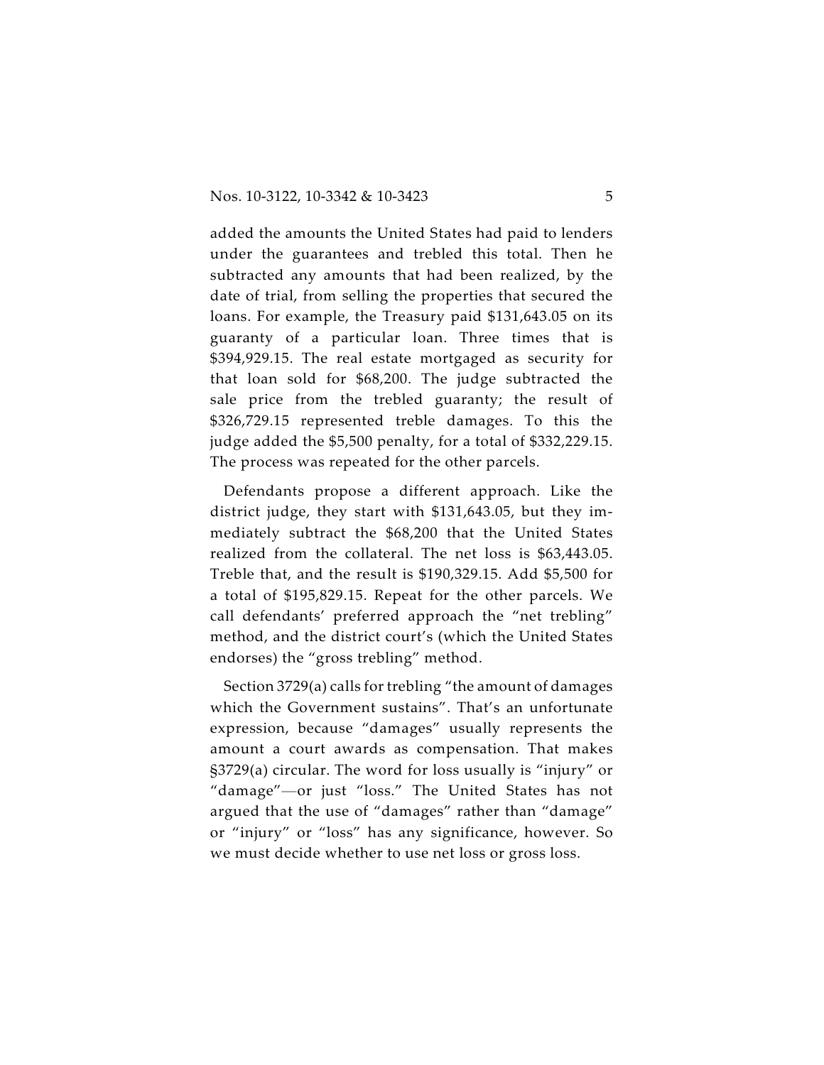added the amounts the United States had paid to lenders under the guarantees and trebled this total. Then he subtracted any amounts that had been realized, by the date of trial, from selling the properties that secured the loans. For example, the Treasury paid $131,643.05 on its guaranty of a particular loan. Three times that is $394,929.15. The real estate mortgaged as security for that loan sold for $68,200. The judge subtracted the sale price from the trebled guaranty; the result of $326,729.15 represented treble damages. To this the judge added the $5,500 penalty, for a total of $332,229.15. The process was repeated for the other parcels.

Defendants propose a different approach. Like the district judge, they start with $131,643.05, but they immediately subtract the $68,200 that the United States realized from the collateral. The net loss is $63,443.05. Treble that, and the result is $190,329.15. Add $5,500 for a total of $195,829.15. Repeat for the other parcels. We call defendants' preferred approach the "net trebling" method, and the district court's (which the United States endorses) the "gross trebling" method.

Section 3729(a) calls for trebling "the amount of damages which the Government sustains". That's an unfortunate expression, because "damages" usually represents the amount a court awards as compensation. That makes §3729(a) circular. The word for loss usually is "injury" or "damage"—or just "loss." The United States has not argued that the use of "damages" rather than "damage" or "injury" or "loss" has any significance, however. So we must decide whether to use net loss or gross loss.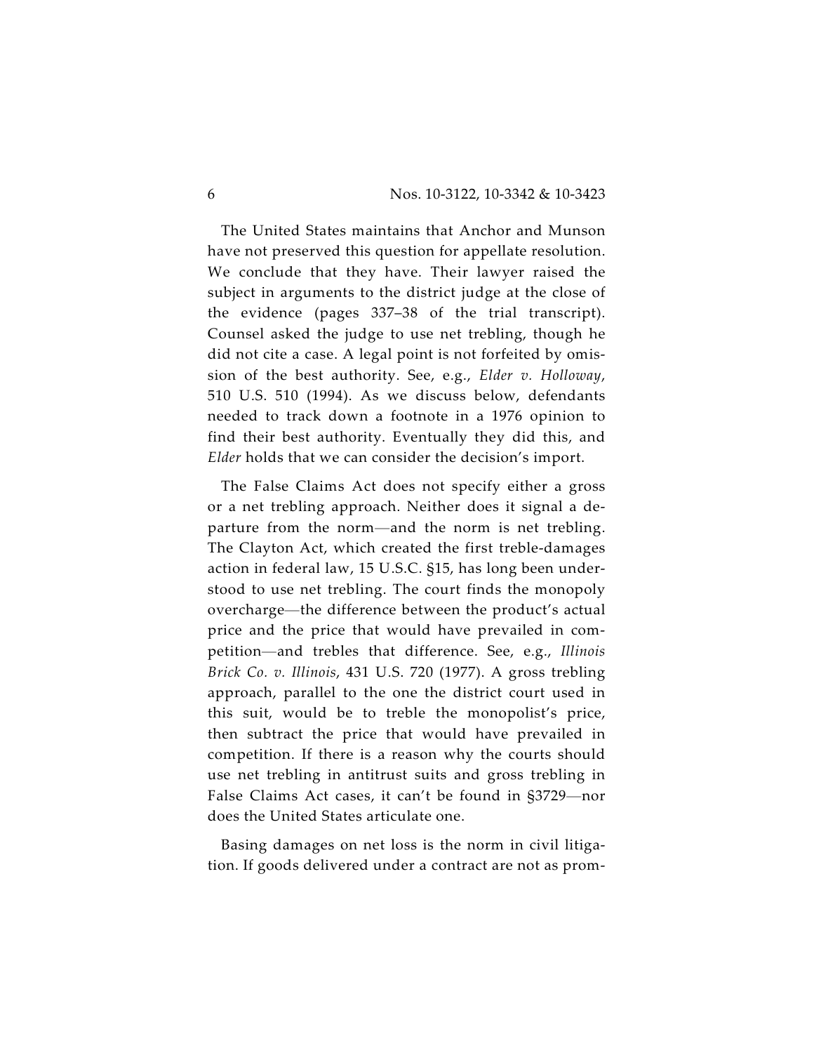The United States maintains that Anchor and Munson have not preserved this question for appellate resolution. We conclude that they have. Their lawyer raised the subject in arguments to the district judge at the close of the evidence (pages 337–38 of the trial transcript). Counsel asked the judge to use net trebling, though he did not cite a case. A legal point is not forfeited by omission of the best authority. See, e.g., *Elder v. Holloway*, 510 U.S. 510 (1994). As we discuss below, defendants needed to track down a footnote in a 1976 opinion to find their best authority. Eventually they did this, and *Elder* holds that we can consider the decision's import.

The False Claims Act does not specify either a gross or a net trebling approach. Neither does it signal a departure from the norm—and the norm is net trebling. The Clayton Act, which created the first treble-damages action in federal law, 15 U.S.C. §15, has long been understood to use net trebling. The court finds the monopoly overcharge—the difference between the product's actual price and the price that would have prevailed in competition—and trebles that difference. See, e.g., *Illinois Brick Co. v. Illinois*, 431 U.S. 720 (1977). A gross trebling approach, parallel to the one the district court used in this suit, would be to treble the monopolist's price, then subtract the price that would have prevailed in competition. If there is a reason why the courts should use net trebling in antitrust suits and gross trebling in False Claims Act cases, it can't be found in §3729—nor does the United States articulate one.

Basing damages on net loss is the norm in civil litigation. If goods delivered under a contract are not as prom-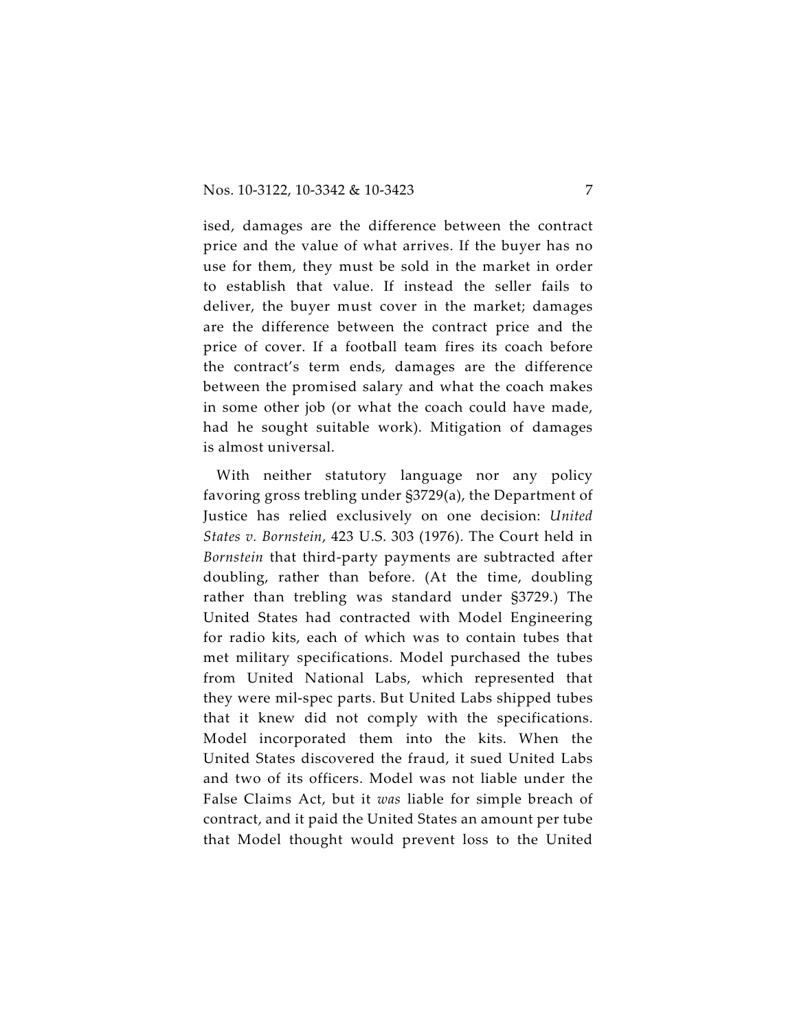ised, damages are the difference between the contract price and the value of what arrives. If the buyer has no use for them, they must be sold in the market in order to establish that value. If instead the seller fails to deliver, the buyer must cover in the market; damages are the difference between the contract price and the price of cover. If a football team fires its coach before the contract's term ends, damages are the difference between the promised salary and what the coach makes in some other job (or what the coach could have made, had he sought suitable work). Mitigation of damages is almost universal.

With neither statutory language nor any policy favoring gross trebling under §3729(a), the Department of Justice has relied exclusively on one decision: *United States v. Bornstein*, 423 U.S. 303 (1976). The Court held in *Bornstein* that third-party payments are subtracted after doubling, rather than before. (At the time, doubling rather than trebling was standard under §3729.) The United States had contracted with Model Engineering for radio kits, each of which was to contain tubes that met military specifications. Model purchased the tubes from United National Labs, which represented that they were mil-spec parts. But United Labs shipped tubes that it knew did not comply with the specifications. Model incorporated them into the kits. When the United States discovered the fraud, it sued United Labs and two of its officers. Model was not liable under the False Claims Act, but it *was* liable for simple breach of contract, and it paid the United States an amount per tube that Model thought would prevent loss to the United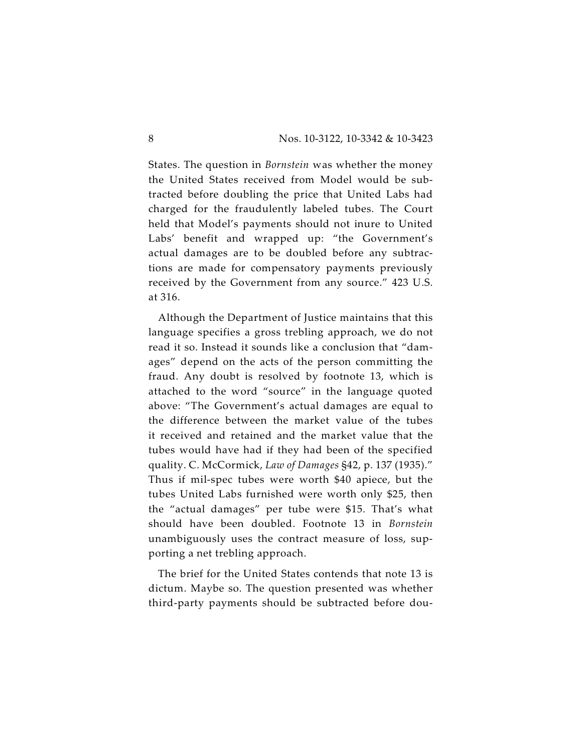States. The question in *Bornstein* was whether the money the United States received from Model would be subtracted before doubling the price that United Labs had charged for the fraudulently labeled tubes. The Court held that Model's payments should not inure to United Labs' benefit and wrapped up: "the Government's actual damages are to be doubled before any subtractions are made for compensatory payments previously received by the Government from any source." 423 U.S. at 316.

Although the Department of Justice maintains that this language specifies a gross trebling approach, we do not read it so. Instead it sounds like a conclusion that "damages" depend on the acts of the person committing the fraud. Any doubt is resolved by footnote 13, which is attached to the word "source" in the language quoted above: "The Government's actual damages are equal to the difference between the market value of the tubes it received and retained and the market value that the tubes would have had if they had been of the specified quality. C. McCormick, *Law of Damages* §42, p. 137 (1935)." Thus if mil-spec tubes were worth $40 apiece, but the tubes United Labs furnished were worth only $25, then the "actual damages" per tube were $15. That's what should have been doubled. Footnote 13 in *Bornstein* unambiguously uses the contract measure of loss, supporting a net trebling approach.

The brief for the United States contends that note 13 is dictum. Maybe so. The question presented was whether third-party payments should be subtracted before dou-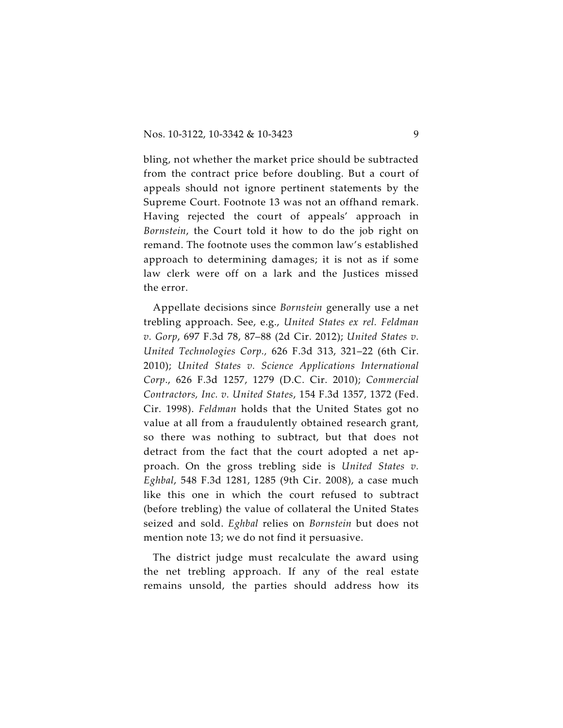bling, not whether the market price should be subtracted from the contract price before doubling. But a court of appeals should not ignore pertinent statements by the Supreme Court. Footnote 13 was not an offhand remark. Having rejected the court of appeals' approach in *Bornstein*, the Court told it how to do the job right on remand. The footnote uses the common law's established approach to determining damages; it is not as if some law clerk were off on a lark and the Justices missed the error.

Appellate decisions since *Bornstein* generally use a net trebling approach. See, e.g., *United States ex rel. Feldman v. Gorp*, 697 F.3d 78, 87–88 (2d Cir. 2012); *United States v. United Technologies Corp.,* 626 F.3d 313, 321–22 (6th Cir. 2010); *United States v. Science Applications International Corp.*, 626 F.3d 1257, 1279 (D.C. Cir. 2010); *Commercial Contractors, Inc. v. United States*, 154 F.3d 1357, 1372 (Fed. Cir. 1998). *Feldman* holds that the United States got no value at all from a fraudulently obtained research grant, so there was nothing to subtract, but that does not detract from the fact that the court adopted a net approach. On the gross trebling side is *United States v. Eghbal*, 548 F.3d 1281, 1285 (9th Cir. 2008), a case much like this one in which the court refused to subtract (before trebling) the value of collateral the United States seized and sold. *Eghbal* relies on *Bornstein* but does not mention note 13; we do not find it persuasive.

The district judge must recalculate the award using the net trebling approach. If any of the real estate remains unsold, the parties should address how its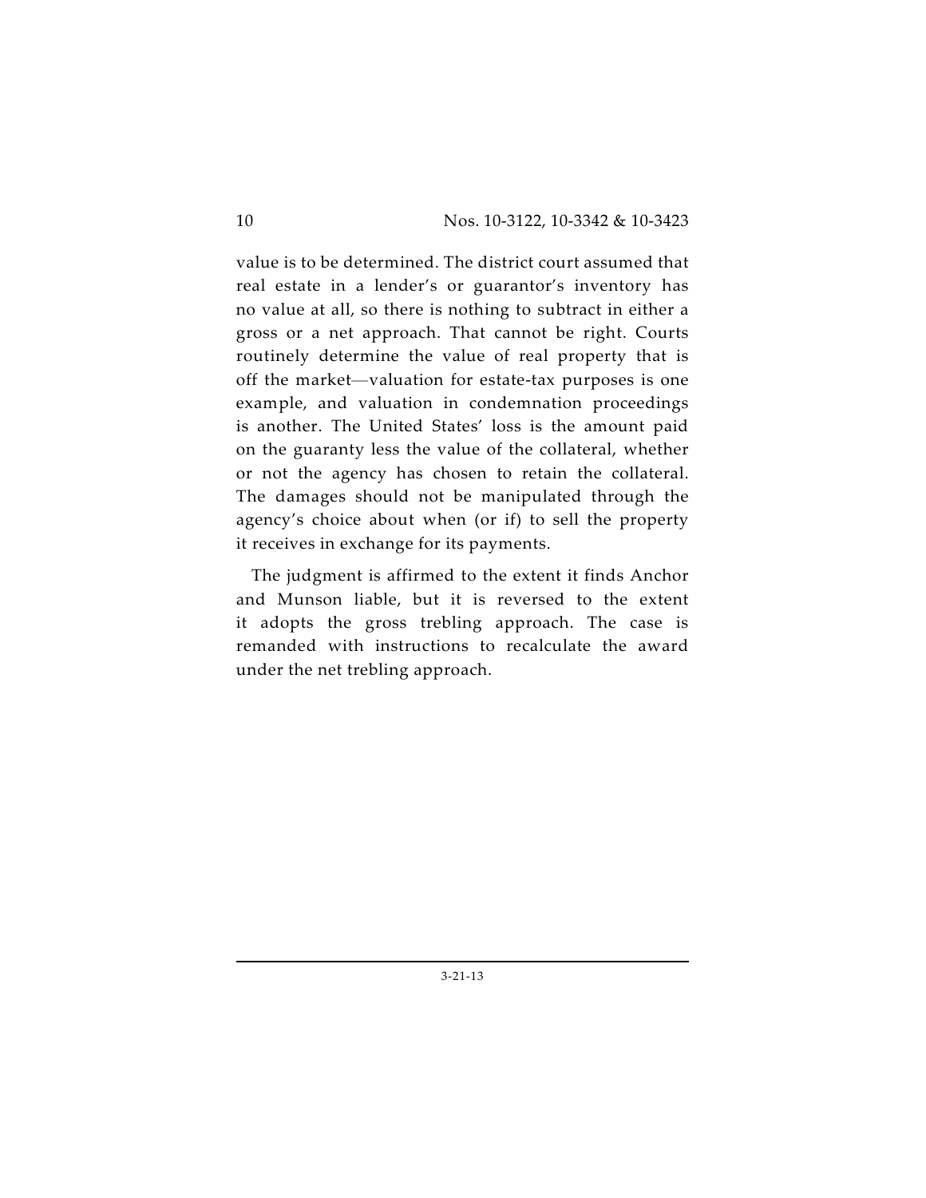value is to be determined. The district court assumed that real estate in a lender's or guarantor's inventory has no value at all, so there is nothing to subtract in either a gross or a net approach. That cannot be right. Courts routinely determine the value of real property that is off the market—valuation for estate-tax purposes is one example, and valuation in condemnation proceedings is another. The United States' loss is the amount paid on the guaranty less the value of the collateral, whether or not the agency has chosen to retain the collateral. The damages should not be manipulated through the agency's choice about when (or if) to sell the property it receives in exchange for its payments.

The judgment is affirmed to the extent it finds Anchor and Munson liable, but it is reversed to the extent it adopts the gross trebling approach. The case is remanded with instructions to recalculate the award under the net trebling approach.

---

3-21-13